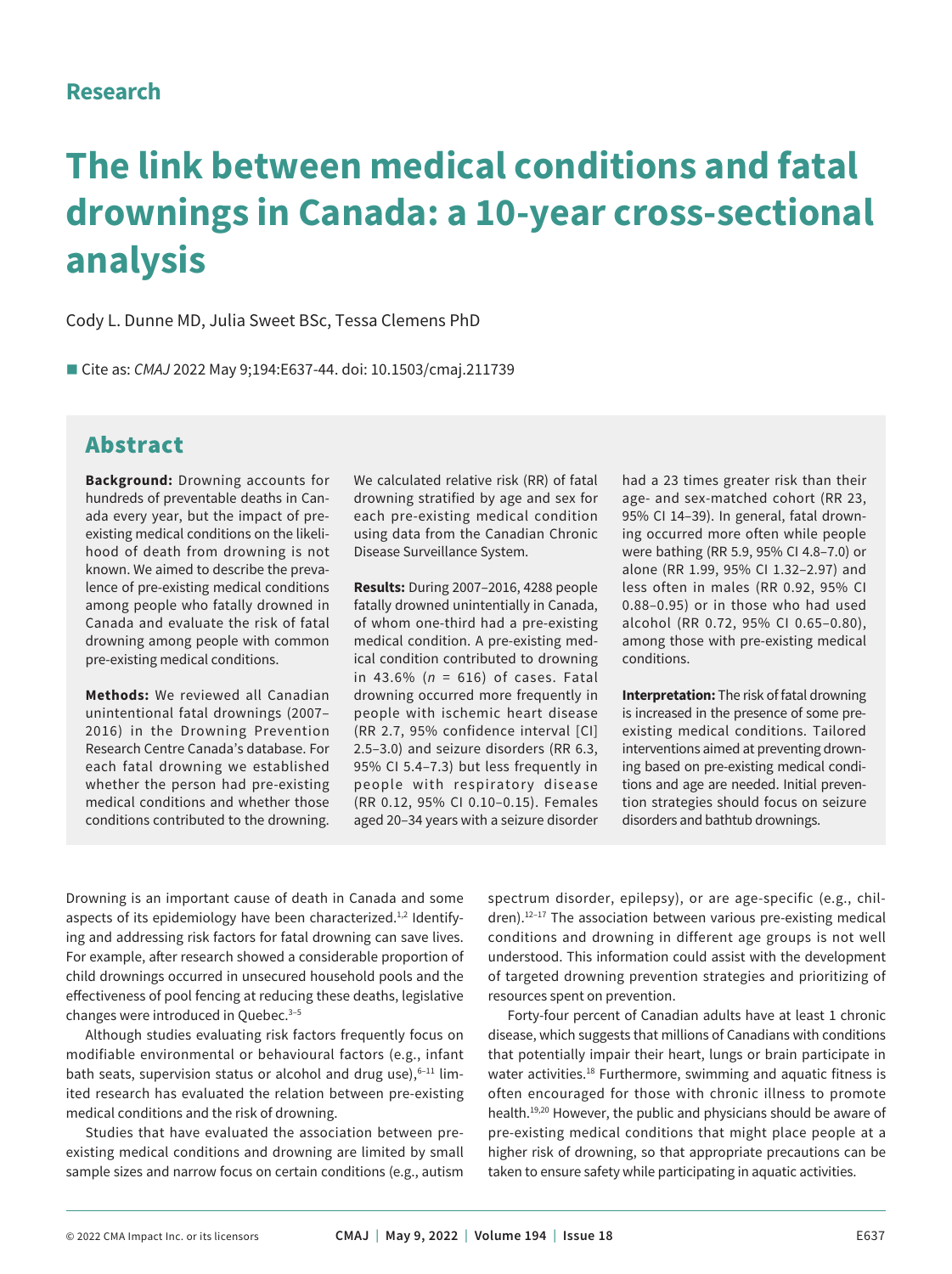Research

# The link between medical conditions and fatal drownings in Canada: a 10-year cross-sectional analysis

Cody L. Dunne MD, Julia Sweet BSc, Tessa Clemens PhD

Cite as: *CMAJ* 2022 May 9;194:E637-44. doi: 10.1503/cmaj.211739

## Abstract

**Background:** Drowning accounts for hundreds of preventable deaths in Canada every year, but the impact of pre-existing medical conditions on the likelihood of death from drowning is not known. We aimed to describe the prevalence of pre-existing medical conditions among people who fatally drowned in Canada and evaluate the risk of fatal drowning among people with common pre-existing medical conditions.

**Methods:** We reviewed all Canadian unintentional fatal drownings (2007–2016) in the Drowning Prevention Research Centre Canada's database. For each fatal drowning we established whether the person had pre-existing medical conditions and whether those conditions contributed to the drowning. We calculated relative risk (RR) of fatal drowning stratified by age and sex for each pre-existing medical condition using data from the Canadian Chronic Disease Surveillance System.

**Results:** During 2007–2016, 4288 people fatally drowned unintentionally in Canada, of whom one-third had a pre-existing medical condition. A pre-existing medical condition contributed to drowning in 43.6% ($n$ = 616) of cases. Fatal drowning occurred more frequently in people with ischemic heart disease (RR 2.7, 95% confidence interval [CI] 2.5–3.0) and seizure disorders (RR 6.3, 95% CI 5.4–7.3) but less frequently in people with respiratory disease (RR 0.12, 95% CI 0.10–0.15). Females aged 20–34 years with a seizure disorder had a 23 times greater risk than their age- and sex-matched cohort (RR 23, 95% CI 14–39). In general, fatal drowning occurred more often while people were bathing (RR 5.9, 95% CI 4.8–7.0) or alone (RR 1.99, 95% CI 1.32–2.97) and less often in males (RR 0.92, 95% CI 0.88–0.95) or in those who had used alcohol (RR 0.72, 95% CI 0.65–0.80), among those with pre-existing medical conditions.

**Interpretation:** The risk of fatal drowning is increased in the presence of some pre-existing medical conditions. Tailored interventions aimed at preventing drowning based on pre-existing medical conditions and age are needed. Initial prevention strategies should focus on seizure disorders and bathtub drownings.

Drowning is an important cause of death in Canada and some aspects of its epidemiology have been characterized.[1,2] Identifying and addressing risk factors for fatal drowning can save lives. For example, after research showed a considerable proportion of child drownings occurred in unsecured household pools and the effectiveness of pool fencing at reducing these deaths, legislative changes were introduced in Quebec.[3–5]

Although studies evaluating risk factors frequently focus on modifiable environmental or behavioural factors (e.g., infant bath seats, supervision status or alcohol and drug use),[6–11] limited research has evaluated the relation between pre-existing medical conditions and the risk of drowning.

Studies that have evaluated the association between pre-existing medical conditions and drowning are limited by small sample sizes and narrow focus on certain conditions (e.g., autism spectrum disorder, epilepsy), or are age-specific (e.g., children).[12–17] The association between various pre-existing medical conditions and drowning in different age groups is not well understood. This information could assist with the development of targeted drowning prevention strategies and prioritizing of resources spent on prevention.

Forty-four percent of Canadian adults have at least 1 chronic disease, which suggests that millions of Canadians with conditions that potentially impair their heart, lungs or brain participate in water activities.[18] Furthermore, swimming and aquatic fitness is often encouraged for those with chronic illness to promote health.[19,20] However, the public and physicians should be aware of pre-existing medical conditions that might place people at a higher risk of drowning, so that appropriate precautions can be taken to ensure safety while participating in aquatic activities.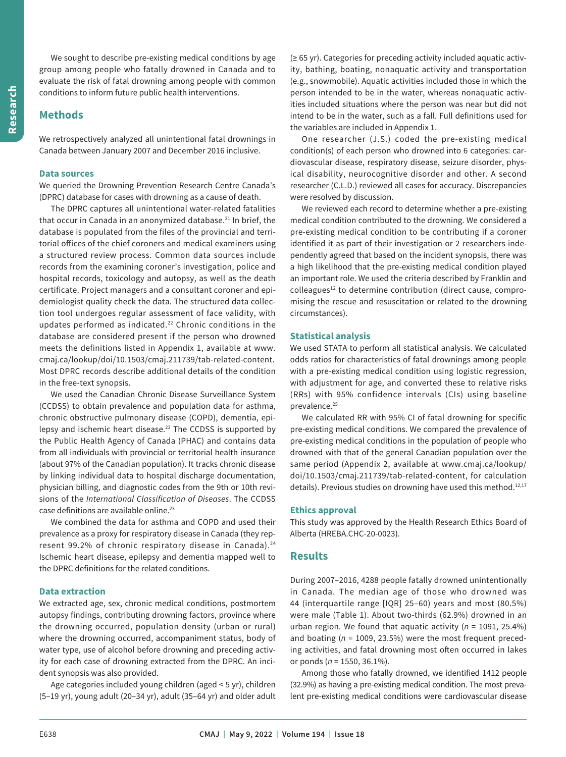We sought to describe pre-existing medical conditions by age group among people who fatally drowned in Canada and to evaluate the risk of fatal drowning among people with common conditions to inform future public health interventions.

## Methods

We retrospectively analyzed all unintentional fatal drownings in Canada between January 2007 and December 2016 inclusive.

### Data sources

We queried the Drowning Prevention Research Centre Canada's (DPRC) database for cases with drowning as a cause of death.

The DPRC captures all unintentional water-related fatalities that occur in Canada in an anonymized database.[21] In brief, the database is populated from the files of the provincial and territorial offices of the chief coroners and medical examiners using a structured review process. Common data sources include records from the examining coroner's investigation, police and hospital records, toxicology and autopsy, as well as the death certificate. Project managers and a consultant coroner and epidemiologist quality check the data. The structured data collection tool undergoes regular assessment of face validity, with updates performed as indicated.[22] Chronic conditions in the database are considered present if the person who drowned meets the definitions listed in Appendix 1, available at www.cmaj.ca/lookup/doi/10.1503/cmaj.211739/tab-related-content. Most DPRC records describe additional details of the condition in the free-text synopsis.

We used the Canadian Chronic Disease Surveillance System (CCDSS) to obtain prevalence and population data for asthma, chronic obstructive pulmonary disease (COPD), dementia, epilepsy and ischemic heart disease.[23] The CCDSS is supported by the Public Health Agency of Canada (PHAC) and contains data from all individuals with provincial or territorial health insurance (about 97% of the Canadian population). It tracks chronic disease by linking individual data to hospital discharge documentation, physician billing, and diagnostic codes from the 9th or 10th revisions of the *International Classification of Diseases*. The CCDSS case definitions are available online.[23]

We combined the data for asthma and COPD and used their prevalence as a proxy for respiratory disease in Canada (they represent 99.2% of chronic respiratory disease in Canada).[24] Ischemic heart disease, epilepsy and dementia mapped well to the DPRC definitions for the related conditions.

### Data extraction

We extracted age, sex, chronic medical conditions, postmortem autopsy findings, contributing drowning factors, province where the drowning occurred, population density (urban or rural) where the drowning occurred, accompaniment status, body of water type, use of alcohol before drowning and preceding activity for each case of drowning extracted from the DPRC. An incident synopsis was also provided.

Age categories included young children (aged < 5 yr), children (5–19 yr), young adult (20–34 yr), adult (35–64 yr) and older adult (≥ 65 yr). Categories for preceding activity included aquatic activity, bathing, boating, nonaquatic activity and transportation (e.g., snowmobile). Aquatic activities included those in which the person intended to be in the water, whereas nonaquatic activities included situations where the person was near but did not intend to be in the water, such as a fall. Full definitions used for the variables are included in Appendix 1.

One researcher (J.S.) coded the pre-existing medical condition(s) of each person who drowned into 6 categories: cardiovascular disease, respiratory disease, seizure disorder, physical disability, neurocognitive disorder and other. A second researcher (C.L.D.) reviewed all cases for accuracy. Discrepancies were resolved by discussion.

We reviewed each record to determine whether a pre-existing medical condition contributed to the drowning. We considered a pre-existing medical condition to be contributing if a coroner identified it as part of their investigation or 2 researchers independently agreed that based on the incident synopsis, there was a high likelihood that the pre-existing medical condition played an important role. We used the criteria described by Franklin and colleagues[12] to determine contribution (direct cause, compromising the rescue and resuscitation or related to the drowning circumstances).

### Statistical analysis

We used STATA to perform all statistical analysis. We calculated odds ratios for characteristics of fatal drownings among people with a pre-existing medical condition using logistic regression, with adjustment for age, and converted these to relative risks (RRs) with 95% confidence intervals (CIs) using baseline prevalence.[25]

We calculated RR with 95% CI of fatal drowning for specific pre-existing medical conditions. We compared the prevalence of pre-existing medical conditions in the population of people who drowned with that of the general Canadian population over the same period (Appendix 2, available at www.cmaj.ca/lookup/doi/10.1503/cmaj.211739/tab-related-content, for calculation details). Previous studies on drowning have used this method.[12,17]

### Ethics approval

This study was approved by the Health Research Ethics Board of Alberta (HREBA.CHC-20-0023).

## Results

During 2007–2016, 4288 people fatally drowned unintentionally in Canada. The median age of those who drowned was 44 (interquartile range [IQR] 25–60) years and most (80.5%) were male (Table 1). About two-thirds (62.9%) drowned in an urban region. We found that aquatic activity ($n$ = 1091, 25.4%) and boating ($n$ = 1009, 23.5%) were the most frequent preceding activities, and fatal drowning most often occurred in lakes or ponds ($n$ = 1550, 36.1%).

Among those who fatally drowned, we identified 1412 people (32.9%) as having a pre-existing medical condition. The most prevalent pre-existing medical conditions were cardiovascular disease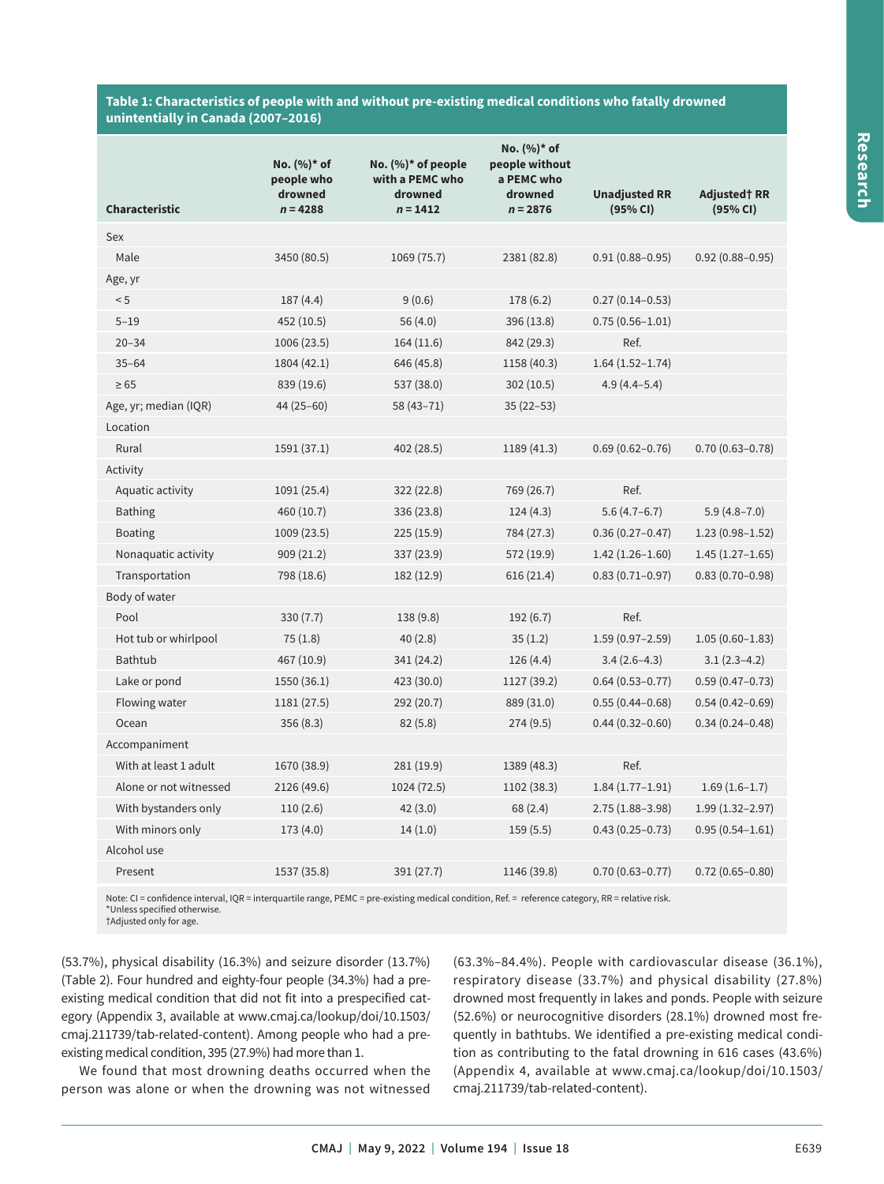**Table 1: Characteristics of people with and without pre-existing medical conditions who fatally drowned unintentionally in Canada (2007–2016)**

| Characteristic | No. (%)* of people who drowned n = 4288 | No. (%)* of people with a PEMC who drowned n = 1412 | No. (%)* of people without a PEMC who drowned n = 2876 | Unadjusted RR (95% CI) | Adjusted† RR (95% CI) |
|---|---|---|---|---|---|
| Sex | | | | | |
| Male | 3450 (80.5) | 1069 (75.7) | 2381 (82.8) | 0.91 (0.88–0.95) | 0.92 (0.88–0.95) |
| Age, yr | | | | | |
| < 5 | 187 (4.4) | 9 (0.6) | 178 (6.2) | 0.27 (0.14–0.53) | |
| 5–19 | 452 (10.5) | 56 (4.0) | 396 (13.8) | 0.75 (0.56–1.01) | |
| 20–34 | 1006 (23.5) | 164 (11.6) | 842 (29.3) | Ref. | |
| 35–64 | 1804 (42.1) | 646 (45.8) | 1158 (40.3) | 1.64 (1.52–1.74) | |
| ≥ 65 | 839 (19.6) | 537 (38.0) | 302 (10.5) | 4.9 (4.4–5.4) | |
| Age, yr; median (IQR) | 44 (25–60) | 58 (43–71) | 35 (22–53) | | |
| Location | | | | | |
| Rural | 1591 (37.1) | 402 (28.5) | 1189 (41.3) | 0.69 (0.62–0.76) | 0.70 (0.63–0.78) |
| Activity | | | | | |
| Aquatic activity | 1091 (25.4) | 322 (22.8) | 769 (26.7) | Ref. | |
| Bathing | 460 (10.7) | 336 (23.8) | 124 (4.3) | 5.6 (4.7–6.7) | 5.9 (4.8–7.0) |
| Boating | 1009 (23.5) | 225 (15.9) | 784 (27.3) | 0.36 (0.27–0.47) | 1.23 (0.98–1.52) |
| Nonaquatic activity | 909 (21.2) | 337 (23.9) | 572 (19.9) | 1.42 (1.26–1.60) | 1.45 (1.27–1.65) |
| Transportation | 798 (18.6) | 182 (12.9) | 616 (21.4) | 0.83 (0.71–0.97) | 0.83 (0.70–0.98) |
| Body of water | | | | | |
| Pool | 330 (7.7) | 138 (9.8) | 192 (6.7) | Ref. | |
| Hot tub or whirlpool | 75 (1.8) | 40 (2.8) | 35 (1.2) | 1.59 (0.97–2.59) | 1.05 (0.60–1.83) |
| Bathtub | 467 (10.9) | 341 (24.2) | 126 (4.4) | 3.4 (2.6–4.3) | 3.1 (2.3–4.2) |
| Lake or pond | 1550 (36.1) | 423 (30.0) | 1127 (39.2) | 0.64 (0.53–0.77) | 0.59 (0.47–0.73) |
| Flowing water | 1181 (27.5) | 292 (20.7) | 889 (31.0) | 0.55 (0.44–0.68) | 0.54 (0.42–0.69) |
| Ocean | 356 (8.3) | 82 (5.8) | 274 (9.5) | 0.44 (0.32–0.60) | 0.34 (0.24–0.48) |
| Accompaniment | | | | | |
| With at least 1 adult | 1670 (38.9) | 281 (19.9) | 1389 (48.3) | Ref. | |
| Alone or not witnessed | 2126 (49.6) | 1024 (72.5) | 1102 (38.3) | 1.84 (1.77–1.91) | 1.69 (1.6–1.7) |
| With bystanders only | 110 (2.6) | 42 (3.0) | 68 (2.4) | 2.75 (1.88–3.98) | 1.99 (1.32–2.97) |
| With minors only | 173 (4.0) | 14 (1.0) | 159 (5.5) | 0.43 (0.25–0.73) | 0.95 (0.54–1.61) |
| Alcohol use | | | | | |
| Present | 1537 (35.8) | 391 (27.7) | 1146 (39.8) | 0.70 (0.63–0.77) | 0.72 (0.65–0.80) |

Note: CI = confidence interval, IQR = interquartile range, PEMC = pre-existing medical condition, Ref. = reference category, RR = relative risk.
*Unless specified otherwise.
†Adjusted only for age.

(53.7%), physical disability (16.3%) and seizure disorder (13.7%) (Table 2). Four hundred and eighty-four people (34.3%) had a pre-existing medical condition that did not fit into a prespecified category (Appendix 3, available at www.cmaj.ca/lookup/doi/10.1503/cmaj.211739/tab-related-content). Among people who had a pre-existing medical condition, 395 (27.9%) had more than 1.

We found that most drowning deaths occurred when the person was alone or when the drowning was not witnessed (63.3%–84.4%). People with cardiovascular disease (36.1%), respiratory disease (33.7%) and physical disability (27.8%) drowned most frequently in lakes and ponds. People with seizure (52.6%) or neurocognitive disorders (28.1%) drowned most frequently in bathtubs. We identified a pre-existing medical condition as contributing to the fatal drowning in 616 cases (43.6%) (Appendix 4, available at www.cmaj.ca/lookup/doi/10.1503/cmaj.211739/tab-related-content).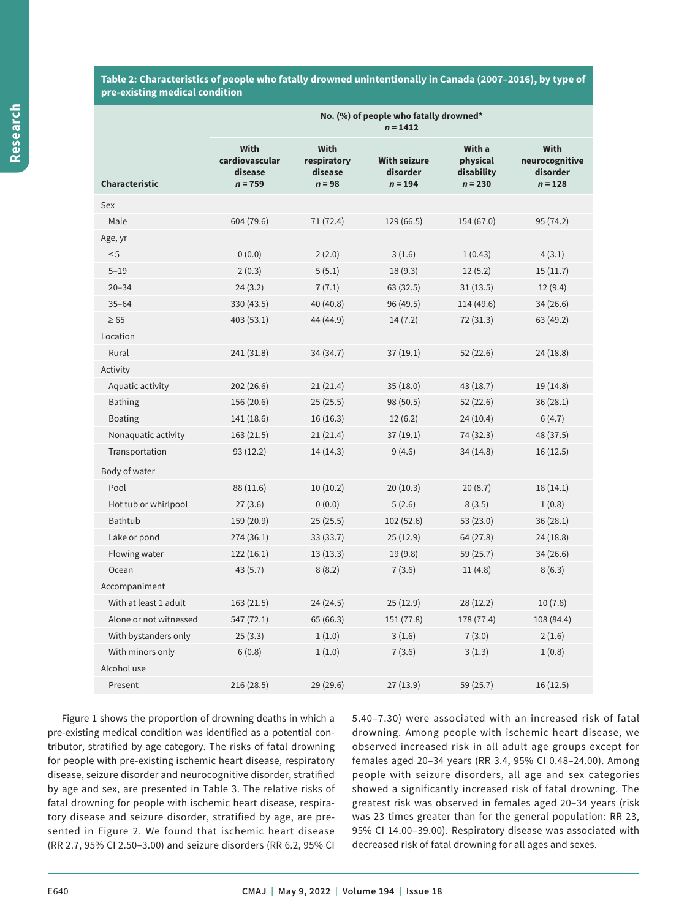**Table 2: Characteristics of people who fatally drowned unintentionally in Canada (2007–2016), by type of pre-existing medical condition**

| Characteristic | No. (%) of people who fatally drowned* *n* = 1412 | | | | |
|---|---|---|---|---|---|
| | With cardiovascular disease *n* = 759 | With respiratory disease *n* = 98 | With seizure disorder *n* = 194 | With a physical disability *n* = 230 | With neurocognitive disorder *n* = 128 |
| Sex | | | | | |
| Male | 604 (79.6) | 71 (72.4) | 129 (66.5) | 154 (67.0) | 95 (74.2) |
| Age, yr | | | | | |
| < 5 | 0 (0.0) | 2 (2.0) | 3 (1.6) | 1 (0.43) | 4 (3.1) |
| 5–19 | 2 (0.3) | 5 (5.1) | 18 (9.3) | 12 (5.2) | 15 (11.7) |
| 20–34 | 24 (3.2) | 7 (7.1) | 63 (32.5) | 31 (13.5) | 12 (9.4) |
| 35–64 | 330 (43.5) | 40 (40.8) | 96 (49.5) | 114 (49.6) | 34 (26.6) |
| ≥ 65 | 403 (53.1) | 44 (44.9) | 14 (7.2) | 72 (31.3) | 63 (49.2) |
| Location | | | | | |
| Rural | 241 (31.8) | 34 (34.7) | 37 (19.1) | 52 (22.6) | 24 (18.8) |
| Activity | | | | | |
| Aquatic activity | 202 (26.6) | 21 (21.4) | 35 (18.0) | 43 (18.7) | 19 (14.8) |
| Bathing | 156 (20.6) | 25 (25.5) | 98 (50.5) | 52 (22.6) | 36 (28.1) |
| Boating | 141 (18.6) | 16 (16.3) | 12 (6.2) | 24 (10.4) | 6 (4.7) |
| Nonaquatic activity | 163 (21.5) | 21 (21.4) | 37 (19.1) | 74 (32.3) | 48 (37.5) |
| Transportation | 93 (12.2) | 14 (14.3) | 9 (4.6) | 34 (14.8) | 16 (12.5) |
| Body of water | | | | | |
| Pool | 88 (11.6) | 10 (10.2) | 20 (10.3) | 20 (8.7) | 18 (14.1) |
| Hot tub or whirlpool | 27 (3.6) | 0 (0.0) | 5 (2.6) | 8 (3.5) | 1 (0.8) |
| Bathtub | 159 (20.9) | 25 (25.5) | 102 (52.6) | 53 (23.0) | 36 (28.1) |
| Lake or pond | 274 (36.1) | 33 (33.7) | 25 (12.9) | 64 (27.8) | 24 (18.8) |
| Flowing water | 122 (16.1) | 13 (13.3) | 19 (9.8) | 59 (25.7) | 34 (26.6) |
| Ocean | 43 (5.7) | 8 (8.2) | 7 (3.6) | 11 (4.8) | 8 (6.3) |
| Accompaniment | | | | | |
| With at least 1 adult | 163 (21.5) | 24 (24.5) | 25 (12.9) | 28 (12.2) | 10 (7.8) |
| Alone or not witnessed | 547 (72.1) | 65 (66.3) | 151 (77.8) | 178 (77.4) | 108 (84.4) |
| With bystanders only | 25 (3.3) | 1 (1.0) | 3 (1.6) | 7 (3.0) | 2 (1.6) |
| With minors only | 6 (0.8) | 1 (1.0) | 7 (3.6) | 3 (1.3) | 1 (0.8) |
| Alcohol use | | | | | |
| Present | 216 (28.5) | 29 (29.6) | 27 (13.9) | 59 (25.7) | 16 (12.5) |

Figure 1 shows the proportion of drowning deaths in which a pre-existing medical condition was identified as a potential contributor, stratified by age category. The risks of fatal drowning for people with pre-existing ischemic heart disease, respiratory disease, seizure disorder and neurocognitive disorder, stratified by age and sex, are presented in Table 3. The relative risks of fatal drowning for people with ischemic heart disease, respiratory disease and seizure disorder, stratified by age, are presented in Figure 2. We found that ischemic heart disease (RR 2.7, 95% CI 2.50–3.00) and seizure disorders (RR 6.2, 95% CI 5.40–7.30) were associated with an increased risk of fatal drowning. Among people with ischemic heart disease, we observed increased risk in all adult age groups except for females aged 20–34 years (RR 3.4, 95% CI 0.48–24.00). Among people with seizure disorders, all age and sex categories showed a significantly increased risk of fatal drowning. The greatest risk was observed in females aged 20–34 years (risk was 23 times greater than for the general population: RR 23, 95% CI 14.00–39.00). Respiratory disease was associated with decreased risk of fatal drowning for all ages and sexes.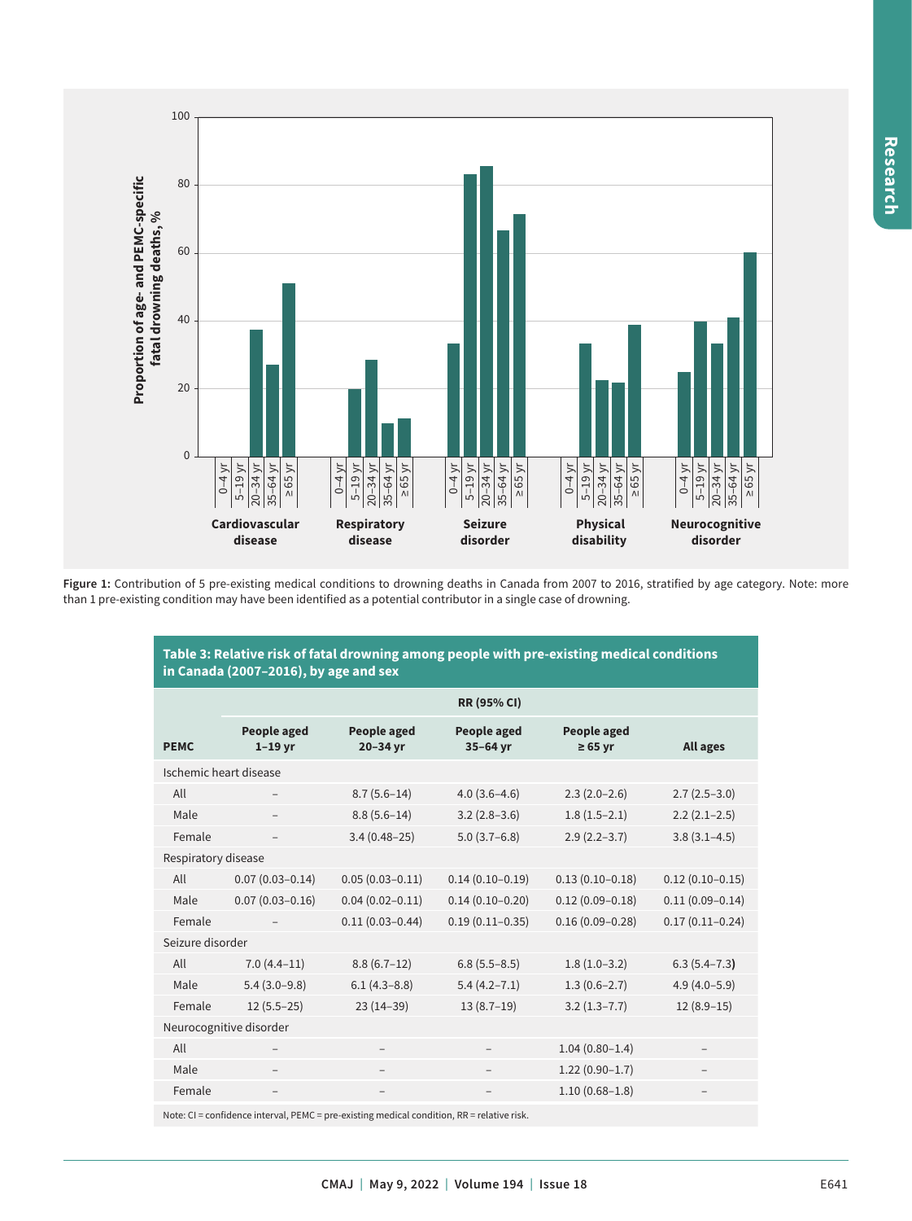Figure 1: Contribution of 5 pre-existing medical conditions to drowning deaths in Canada from 2007 to 2016, stratified by age category. Note: more than 1 pre-existing condition may have been identified as a potential contributor in a single case of drowning.

**Table 3: Relative risk of fatal drowning among people with pre-existing medical conditions in Canada (2007–2016), by age and sex**

| PEMC | RR (95% CI) | | | | |
|---|---|---|---|---|---|
| | People aged 1–19 yr | People aged 20–34 yr | People aged 35–64 yr | People aged ≥ 65 yr | All ages |
| Ischemic heart disease | | | | | |
| All | – | 8.7 (5.6–14) | 4.0 (3.6–4.6) | 2.3 (2.0–2.6) | 2.7 (2.5–3.0) |
| Male | – | 8.8 (5.6–14) | 3.2 (2.8–3.6) | 1.8 (1.5–2.1) | 2.2 (2.1–2.5) |
| Female | – | 3.4 (0.48–25) | 5.0 (3.7–6.8) | 2.9 (2.2–3.7) | 3.8 (3.1–4.5) |
| Respiratory disease | | | | | |
| All | 0.07 (0.03–0.14) | 0.05 (0.03–0.11) | 0.14 (0.10–0.19) | 0.13 (0.10–0.18) | 0.12 (0.10–0.15) |
| Male | 0.07 (0.03–0.16) | 0.04 (0.02–0.11) | 0.14 (0.10–0.20) | 0.12 (0.09–0.18) | 0.11 (0.09–0.14) |
| Female | – | 0.11 (0.03–0.44) | 0.19 (0.11–0.35) | 0.16 (0.09–0.28) | 0.17 (0.11–0.24) |
| Seizure disorder | | | | | |
| All | 7.0 (4.4–11) | 8.8 (6.7–12) | 6.8 (5.5–8.5) | 1.8 (1.0–3.2) | 6.3 (5.4–7.3) |
| Male | 5.4 (3.0–9.8) | 6.1 (4.3–8.8) | 5.4 (4.2–7.1) | 1.3 (0.6–2.7) | 4.9 (4.0–5.9) |
| Female | 12 (5.5–25) | 23 (14–39) | 13 (8.7–19) | 3.2 (1.3–7.7) | 12 (8.9–15) |
| Neurocognitive disorder | | | | | |
| All | – | – | – | 1.04 (0.80–1.4) | – |
| Male | – | – | – | 1.22 (0.90–1.7) | – |
| Female | – | – | – | 1.10 (0.68–1.8) | – |

Note: CI = confidence interval, PEMC = pre-existing medical condition, RR = relative risk.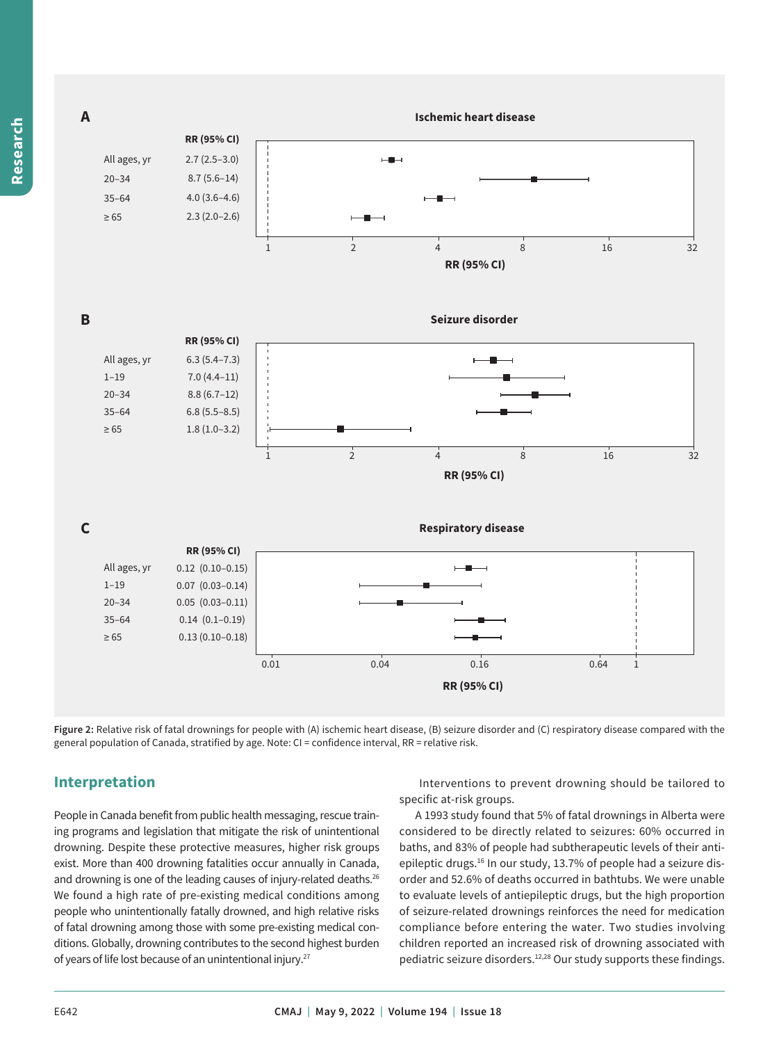**A** Ischemic heart disease

| | RR (95% CI) |
|---|---|
| All ages, yr | 2.7 (2.5–3.0) |
| 20–34 | 8.7 (5.6–14) |
| 35–64 | 4.0 (3.6–4.6) |
| ≥ 65 | 2.3 (2.0–2.6) |

**B** Seizure disorder

| | RR (95% CI) |
|---|---|
| All ages, yr | 6.3 (5.4–7.3) |
| 1–19 | 7.0 (4.4–11) |
| 20–34 | 8.8 (6.7–12) |
| 35–64 | 6.8 (5.5–8.5) |
| ≥ 65 | 1.8 (1.0–3.2) |

**C** Respiratory disease

| | RR (95% CI) |
|---|---|
| All ages, yr | 0.12 (0.10–0.15) |
| 1–19 | 0.07 (0.03–0.14) |
| 20–34 | 0.05 (0.03–0.11) |
| 35–64 | 0.14 (0.1–0.19) |
| ≥ 65 | 0.13 (0.10–0.18) |

**Figure 2:** Relative risk of fatal drownings for people with (A) ischemic heart disease, (B) seizure disorder and (C) respiratory disease compared with the general population of Canada, stratified by age. Note: CI = confidence interval, RR = relative risk.

## Interpretation

People in Canada benefit from public health messaging, rescue training programs and legislation that mitigate the risk of unintentional drowning. Despite these protective measures, higher risk groups exist. More than 400 drowning fatalities occur annually in Canada, and drowning is one of the leading causes of injury-related deaths.[26] We found a high rate of pre-existing medical conditions among people who unintentionally fatally drowned, and high relative risks of fatal drowning among those with some pre-existing medical conditions. Globally, drowning contributes to the second highest burden of years of life lost because of an unintentional injury.[27]

Interventions to prevent drowning should be tailored to specific at-risk groups.

A 1993 study found that 5% of fatal drownings in Alberta were considered to be directly related to seizures: 60% occurred in baths, and 83% of people had subtherapeutic levels of their antiepileptic drugs.[16] In our study, 13.7% of people had a seizure disorder and 52.6% of deaths occurred in bathtubs. We were unable to evaluate levels of antiepileptic drugs, but the high proportion of seizure-related drownings reinforces the need for medication compliance before entering the water. Two studies involving children reported an increased risk of drowning associated with pediatric seizure disorders.[12,28] Our study supports these findings.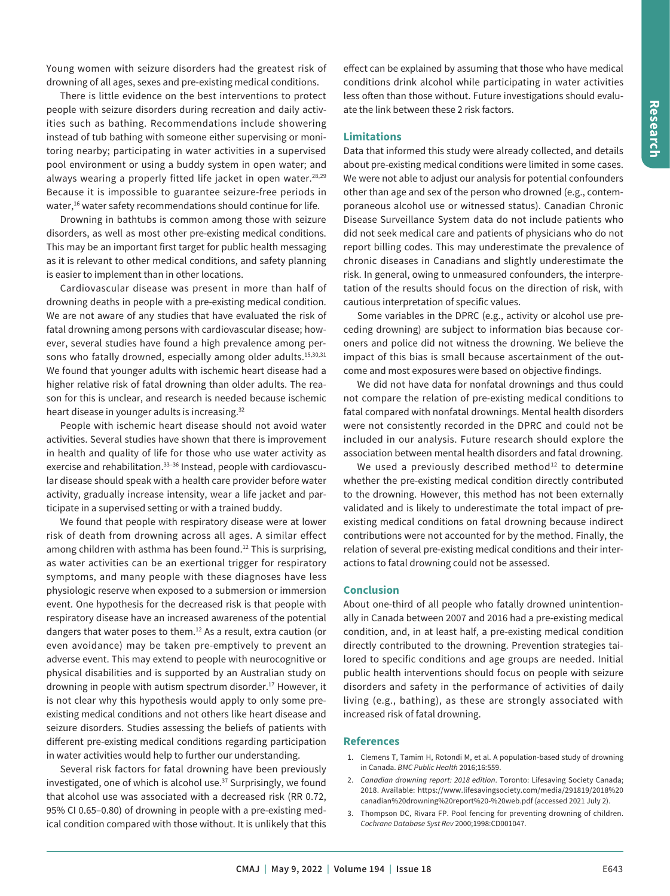Young women with seizure disorders had the greatest risk of drowning of all ages, sexes and pre-existing medical conditions.

There is little evidence on the best interventions to protect people with seizure disorders during recreation and daily activities such as bathing. Recommendations include showering instead of tub bathing with someone either supervising or monitoring nearby; participating in water activities in a supervised pool environment or using a buddy system in open water; and always wearing a properly fitted life jacket in open water.[28,29] Because it is impossible to guarantee seizure-free periods in water,[16] water safety recommendations should continue for life.

Drowning in bathtubs is common among those with seizure disorders, as well as most other pre-existing medical conditions. This may be an important first target for public health messaging as it is relevant to other medical conditions, and safety planning is easier to implement than in other locations.

Cardiovascular disease was present in more than half of drowning deaths in people with a pre-existing medical condition. We are not aware of any studies that have evaluated the risk of fatal drowning among persons with cardiovascular disease; however, several studies have found a high prevalence among persons who fatally drowned, especially among older adults.[15,30,31] We found that younger adults with ischemic heart disease had a higher relative risk of fatal drowning than older adults. The reason for this is unclear, and research is needed because ischemic heart disease in younger adults is increasing.[32]

People with ischemic heart disease should not avoid water activities. Several studies have shown that there is improvement in health and quality of life for those who use water activity as exercise and rehabilitation.[33–36] Instead, people with cardiovascular disease should speak with a health care provider before water activity, gradually increase intensity, wear a life jacket and participate in a supervised setting or with a trained buddy.

We found that people with respiratory disease were at lower risk of death from drowning across all ages. A similar effect among children with asthma has been found.[12] This is surprising, as water activities can be an exertional trigger for respiratory symptoms, and many people with these diagnoses have less physiologic reserve when exposed to a submersion or immersion event. One hypothesis for the decreased risk is that people with respiratory disease have an increased awareness of the potential dangers that water poses to them.[12] As a result, extra caution (or even avoidance) may be taken pre-emptively to prevent an adverse event. This may extend to people with neurocognitive or physical disabilities and is supported by an Australian study on drowning in people with autism spectrum disorder.[17] However, it is not clear why this hypothesis would apply to only some pre-existing medical conditions and not others like heart disease and seizure disorders. Studies assessing the beliefs of patients with different pre-existing medical conditions regarding participation in water activities would help to further our understanding.

Several risk factors for fatal drowning have been previously investigated, one of which is alcohol use.[37] Surprisingly, we found that alcohol use was associated with a decreased risk (RR 0.72, 95% CI 0.65–0.80) of drowning in people with a pre-existing medical condition compared with those without. It is unlikely that this effect can be explained by assuming that those who have medical conditions drink alcohol while participating in water activities less often than those without. Future investigations should evaluate the link between these 2 risk factors.

## Limitations

Data that informed this study were already collected, and details about pre-existing medical conditions were limited in some cases. We were not able to adjust our analysis for potential confounders other than age and sex of the person who drowned (e.g., contemporaneous alcohol use or witnessed status). Canadian Chronic Disease Surveillance System data do not include patients who did not seek medical care and patients of physicians who do not report billing codes. This may underestimate the prevalence of chronic diseases in Canadians and slightly underestimate the risk. In general, owing to unmeasured confounders, the interpretation of the results should focus on the direction of risk, with cautious interpretation of specific values.

Some variables in the DPRC (e.g., activity or alcohol use preceding drowning) are subject to information bias because coroners and police did not witness the drowning. We believe the impact of this bias is small because ascertainment of the outcome and most exposures were based on objective findings.

We did not have data for nonfatal drownings and thus could not compare the relation of pre-existing medical conditions to fatal compared with nonfatal drownings. Mental health disorders were not consistently recorded in the DPRC and could not be included in our analysis. Future research should explore the association between mental health disorders and fatal drowning.

We used a previously described method[12] to determine whether the pre-existing medical condition directly contributed to the drowning. However, this method has not been externally validated and is likely to underestimate the total impact of pre-existing medical conditions on fatal drowning because indirect contributions were not accounted for by the method. Finally, the relation of several pre-existing medical conditions and their interactions to fatal drowning could not be assessed.

## Conclusion

About one-third of all people who fatally drowned unintentionally in Canada between 2007 and 2016 had a pre-existing medical condition, and, in at least half, a pre-existing medical condition directly contributed to the drowning. Prevention strategies tailored to specific conditions and age groups are needed. Initial public health interventions should focus on people with seizure disorders and safety in the performance of activities of daily living (e.g., bathing), as these are strongly associated with increased risk of fatal drowning.

## References

1. Clemens T, Tamim H, Rotondi M, et al. A population-based study of drowning in Canada. *BMC Public Health* 2016;16:559.
2. *Canadian drowning report: 2018 edition*. Toronto: Lifesaving Society Canada; 2018. Available: https://www.lifesavingsociety.com/media/291819/2018%20canadian%20drowning%20report%20-%20web.pdf (accessed 2021 July 2).
3. Thompson DC, Rivara FP. Pool fencing for preventing drowning of children. *Cochrane Database Syst Rev* 2000;1998:CD001047.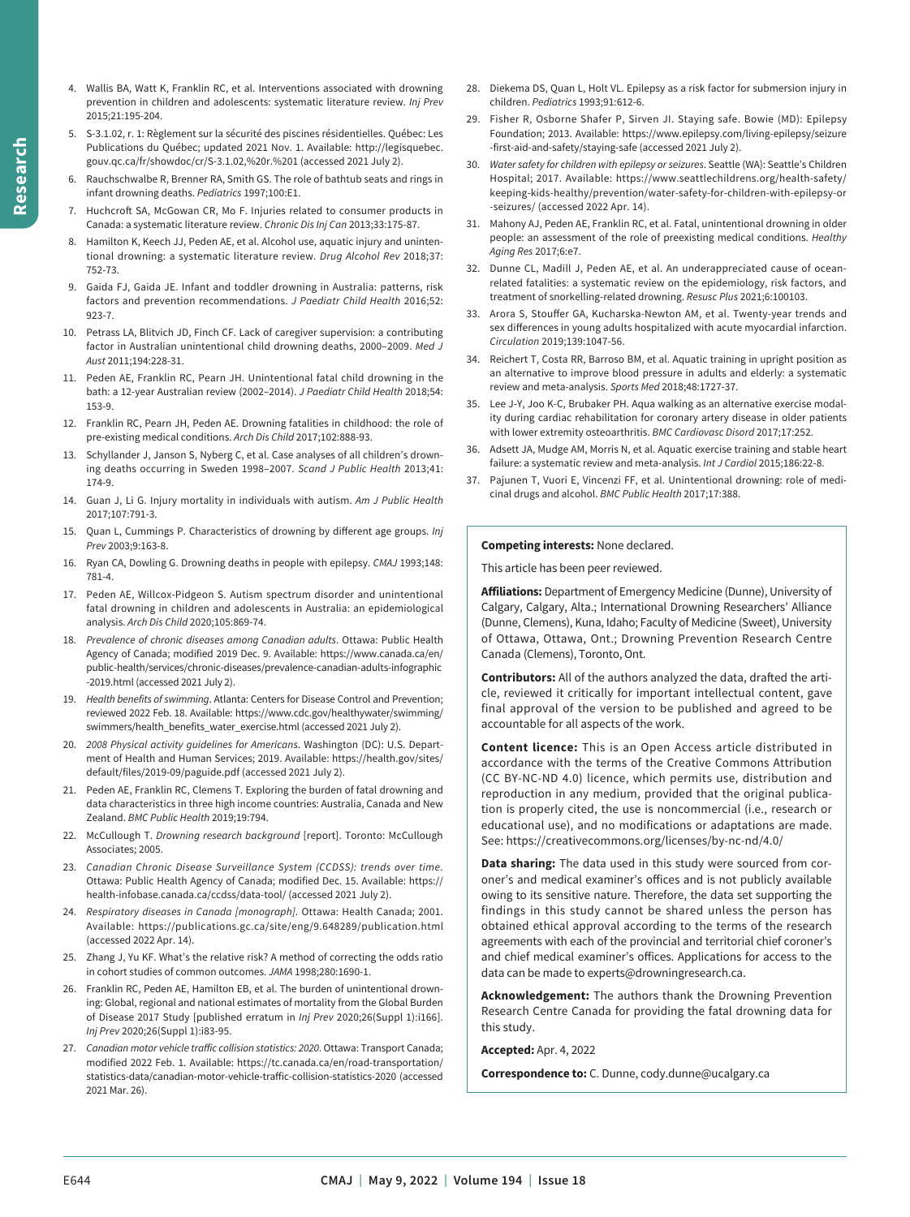4. Wallis BA, Watt K, Franklin RC, et al. Interventions associated with drowning prevention in children and adolescents: systematic literature review. *Inj Prev* 2015;21:195-204.
5. S-3.1.02, r. 1: Règlement sur la sécurité des piscines résidentielles. Québec: Les Publications du Québec; updated 2021 Nov. 1. Available: http://legisquebec.gouv.qc.ca/fr/showdoc/cr/S-3.1.02,%20r.%201 (accessed 2021 July 2).
6. Rauchschwalbe R, Brenner RA, Smith GS. The role of bathtub seats and rings in infant drowning deaths. *Pediatrics* 1997;100:E1.
7. Huchcroft SA, McGowan CR, Mo F. Injuries related to consumer products in Canada: a systematic literature review. *Chronic Dis Inj Can* 2013;33:175-87.
8. Hamilton K, Keech JJ, Peden AE, et al. Alcohol use, aquatic injury and unintentional drowning: a systematic literature review. *Drug Alcohol Rev* 2018;37:752-73.
9. Gaida FJ, Gaida JE. Infant and toddler drowning in Australia: patterns, risk factors and prevention recommendations. *J Paediatr Child Health* 2016;52:923-7.
10. Petrass LA, Blitvich JD, Finch CF. Lack of caregiver supervision: a contributing factor in Australian unintentional child drowning deaths, 2000–2009. *Med J Aust* 2011;194:228-31.
11. Peden AE, Franklin RC, Pearn JH. Unintentional fatal child drowning in the bath: a 12-year Australian review (2002–2014). *J Paediatr Child Health* 2018;54:153-9.
12. Franklin RC, Pearn JH, Peden AE. Drowning fatalities in childhood: the role of pre-existing medical conditions. *Arch Dis Child* 2017;102:888-93.
13. Schyllander J, Janson S, Nyberg C, et al. Case analyses of all children's drowning deaths occurring in Sweden 1998–2007. *Scand J Public Health* 2013;41:174-9.
14. Guan J, Li G. Injury mortality in individuals with autism. *Am J Public Health* 2017;107:791-3.
15. Quan L, Cummings P. Characteristics of drowning by different age groups. *Inj Prev* 2003;9:163-8.
16. Ryan CA, Dowling G. Drowning deaths in people with epilepsy. *CMAJ* 1993;148:781-4.
17. Peden AE, Willcox-Pidgeon S. Autism spectrum disorder and unintentional fatal drowning in children and adolescents in Australia: an epidemiological analysis. *Arch Dis Child* 2020;105:869-74.
18. *Prevalence of chronic diseases among Canadian adults*. Ottawa: Public Health Agency of Canada; modified 2019 Dec. 9. Available: https://www.canada.ca/en/public-health/services/chronic-diseases/prevalence-canadian-adults-infographic-2019.html (accessed 2021 July 2).
19. *Health benefits of swimming*. Atlanta: Centers for Disease Control and Prevention; reviewed 2022 Feb. 18. Available: https://www.cdc.gov/healthywater/swimming/swimmers/health_benefits_water_exercise.html (accessed 2021 July 2).
20. *2008 Physical activity guidelines for Americans*. Washington (DC): U.S. Department of Health and Human Services; 2019. Available: https://health.gov/sites/default/files/2019-09/paguide.pdf (accessed 2021 July 2).
21. Peden AE, Franklin RC, Clemens T. Exploring the burden of fatal drowning and data characteristics in three high income countries: Australia, Canada and New Zealand. *BMC Public Health* 2019;19:794.
22. McCullough T. *Drowning research background* [report]. Toronto: McCullough Associates; 2005.
23. *Canadian Chronic Disease Surveillance System (CCDSS): trends over time*. Ottawa: Public Health Agency of Canada; modified Dec. 15. Available: https://health-infobase.canada.ca/ccdss/data-tool/ (accessed 2021 July 2).
24. *Respiratory diseases in Canada [monograph]*. Ottawa: Health Canada; 2001. Available: https://publications.gc.ca/site/eng/9.648289/publication.html (accessed 2022 Apr. 14).
25. Zhang J, Yu KF. What's the relative risk? A method of correcting the odds ratio in cohort studies of common outcomes. *JAMA* 1998;280:1690-1.
26. Franklin RC, Peden AE, Hamilton EB, et al. The burden of unintentional drowning: Global, regional and national estimates of mortality from the Global Burden of Disease 2017 Study [published erratum in *Inj Prev* 2020;26(Suppl 1):i166]. *Inj Prev* 2020;26(Suppl 1):i83-95.
27. *Canadian motor vehicle traffic collision statistics: 2020*. Ottawa: Transport Canada; modified 2022 Feb. 1. Available: https://tc.canada.ca/en/road-transportation/statistics-data/canadian-motor-vehicle-traffic-collision-statistics-2020 (accessed 2021 Mar. 26).
28. Diekema DS, Quan L, Holt VL. Epilepsy as a risk factor for submersion injury in children. *Pediatrics* 1993;91:612-6.
29. Fisher R, Osborne Shafer P, Sirven JI. Staying safe. Bowie (MD): Epilepsy Foundation; 2013. Available: https://www.epilepsy.com/living-epilepsy/seizure-first-aid-and-safety/staying-safe (accessed 2021 July 2).
30. *Water safety for children with epilepsy or seizures*. Seattle (WA): Seattle's Children Hospital; 2017. Available: https://www.seattlechildrens.org/health-safety/keeping-kids-healthy/prevention/water-safety-for-children-with-epilepsy-or-seizures/ (accessed 2022 Apr. 14).
31. Mahony AJ, Peden AE, Franklin RC, et al. Fatal, unintentional drowning in older people: an assessment of the role of preexisting medical conditions. *Healthy Aging Res* 2017;6:e7.
32. Dunne CL, Madill J, Peden AE, et al. An underappreciated cause of ocean-related fatalities: a systematic review on the epidemiology, risk factors, and treatment of snorkelling-related drowning. *Resusc Plus* 2021;6:100103.
33. Arora S, Stouffer GA, Kucharska-Newton AM, et al. Twenty-year trends and sex differences in young adults hospitalized with acute myocardial infarction. *Circulation* 2019;139:1047-56.
34. Reichert T, Costa RR, Barroso BM, et al. Aquatic training in upright position as an alternative to improve blood pressure in adults and elderly: a systematic review and meta-analysis. *Sports Med* 2018;48:1727-37.
35. Lee J-Y, Joo K-C, Brubaker PH. Aqua walking as an alternative exercise modality during cardiac rehabilitation for coronary artery disease in older patients with lower extremity osteoarthritis. *BMC Cardiovasc Disord* 2017;17:252.
36. Adsett JA, Mudge AM, Morris N, et al. Aquatic exercise training and stable heart failure: a systematic review and meta-analysis. *Int J Cardiol* 2015;186:22-8.
37. Pajunen T, Vuori E, Vincenzi FF, et al. Unintentional drowning: role of medicinal drugs and alcohol. *BMC Public Health* 2017;17:388.

**Competing interests:** None declared.

This article has been peer reviewed.

**Affiliations:** Department of Emergency Medicine (Dunne), University of Calgary, Calgary, Alta.; International Drowning Researchers' Alliance (Dunne, Clemens), Kuna, Idaho; Faculty of Medicine (Sweet), University of Ottawa, Ottawa, Ont.; Drowning Prevention Research Centre Canada (Clemens), Toronto, Ont.

**Contributors:** All of the authors analyzed the data, drafted the article, reviewed it critically for important intellectual content, gave final approval of the version to be published and agreed to be accountable for all aspects of the work.

**Content licence:** This is an Open Access article distributed in accordance with the terms of the Creative Commons Attribution (CC BY-NC-ND 4.0) licence, which permits use, distribution and reproduction in any medium, provided that the original publication is properly cited, the use is noncommercial (i.e., research or educational use), and no modifications or adaptations are made. See: https://creativecommons.org/licenses/by-nc-nd/4.0/

**Data sharing:** The data used in this study were sourced from coroner's and medical examiner's offices and is not publicly available owing to its sensitive nature. Therefore, the data set supporting the findings in this study cannot be shared unless the person has obtained ethical approval according to the terms of the research agreements with each of the provincial and territorial chief coroner's and chief medical examiner's offices. Applications for access to the data can be made to experts@drowningresearch.ca.

**Acknowledgement:** The authors thank the Drowning Prevention Research Centre Canada for providing the fatal drowning data for this study.

**Accepted:** Apr. 4, 2022

**Correspondence to:** C. Dunne, cody.dunne@ucalgary.ca